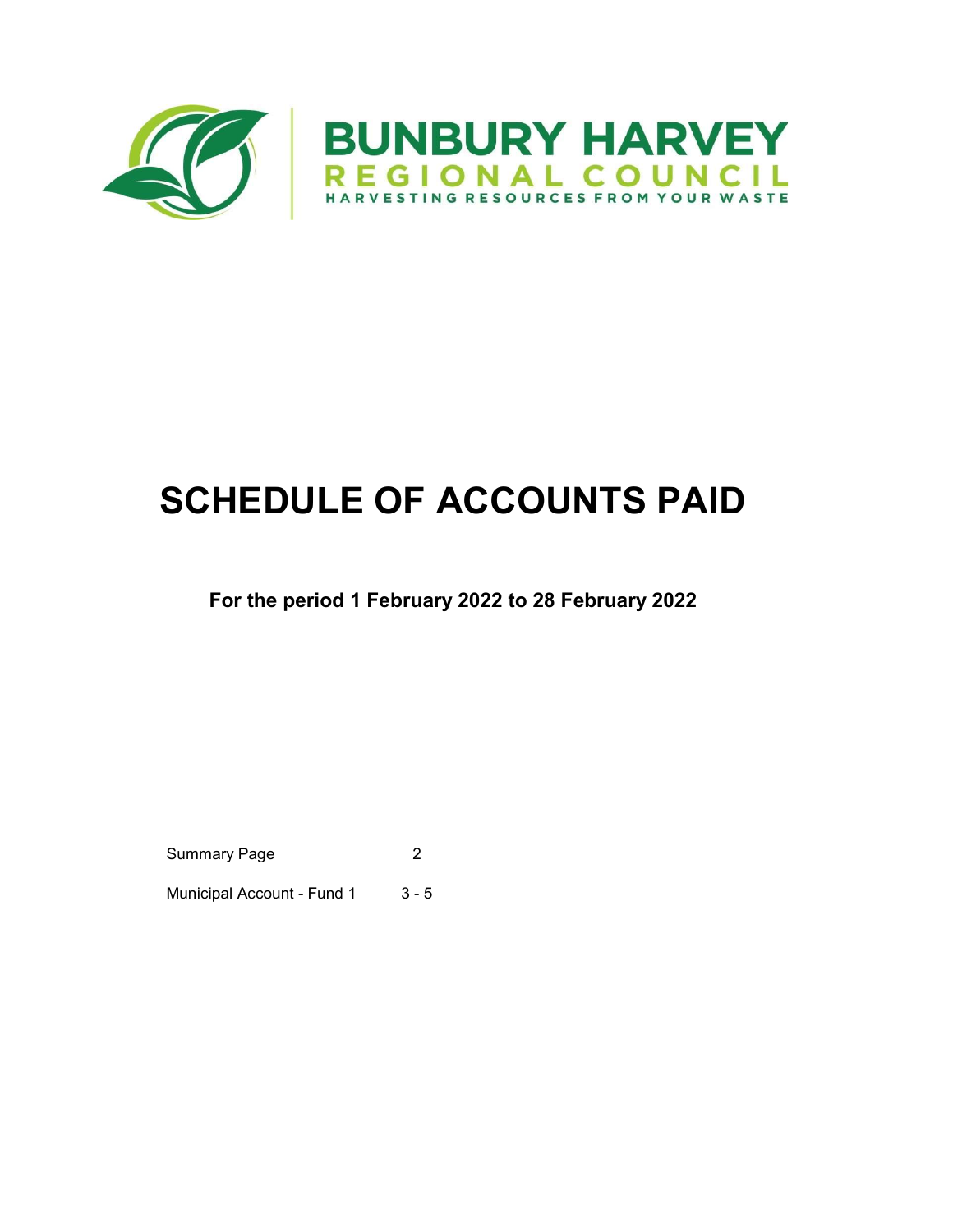BUNBURY HARVEY
REGIONAL COUNCIL
HARVESTING RESOURCES FROM YOUR WASTE

# SCHEDULE OF ACCOUNTS PAID

## For the period 1 February 2022 to 28 February 2022

| | |
|---|---|
| Summary Page | 2 |
| Municipal Account - Fund 1 | 3 - 5 |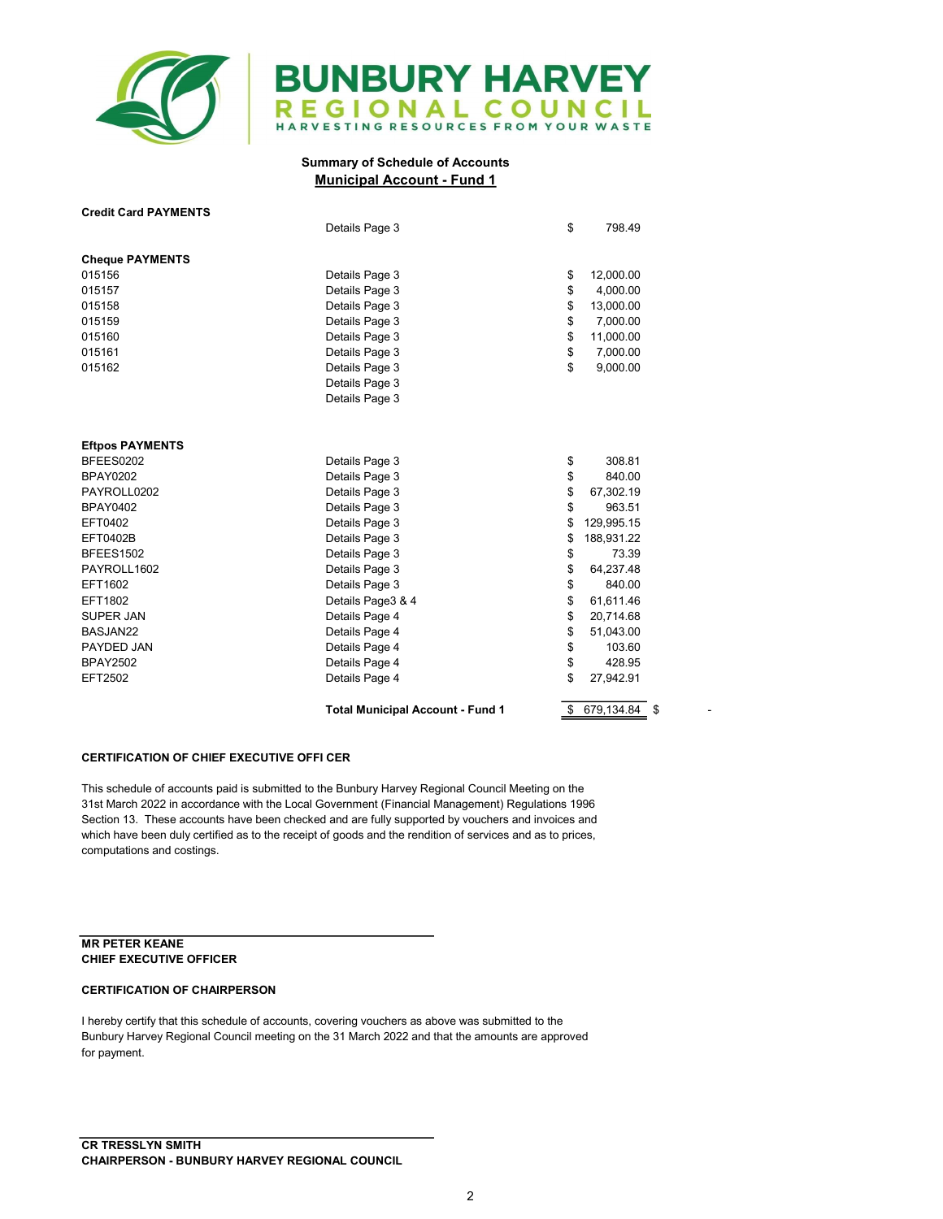**BUNBURY HARVEY**
**REGIONAL COUNCIL**
HARVESTING RESOURCES FROM YOUR WASTE

### Summary of Schedule of Accounts
### Municipal Account - Fund 1

| | | | |
|---|---|---|---|
| **Credit Card PAYMENTS** | | | |
| | Details Page 3 | $ 798.49 | |
| **Cheque PAYMENTS** | | | |
| 015156 | Details Page 3 | $ 12,000.00 | |
| 015157 | Details Page 3 | $ 4,000.00 | |
| 015158 | Details Page 3 | $ 13,000.00 | |
| 015159 | Details Page 3 | $ 7,000.00 | |
| 015160 | Details Page 3 | $ 11,000.00 | |
| 015161 | Details Page 3 | $ 7,000.00 | |
| 015162 | Details Page 3 | $ 9,000.00 | |
| | Details Page 3 | | |
| | Details Page 3 | | |
| **Eftpos PAYMENTS** | | | |
| BFEES0202 | Details Page 3 | $ 308.81 | |
| BPAY0202 | Details Page 3 | $ 840.00 | |
| PAYROLL0202 | Details Page 3 | $ 67,302.19 | |
| BPAY0402 | Details Page 3 | $ 963.51 | |
| EFT0402 | Details Page 3 | $ 129,995.15 | |
| EFT0402B | Details Page 3 | $ 188,931.22 | |
| BFEES1502 | Details Page 3 | $ 73.39 | |
| PAYROLL1602 | Details Page 3 | $ 64,237.48 | |
| EFT1602 | Details Page 3 | $ 840.00 | |
| EFT1802 | Details Page3 & 4 | $ 61,611.46 | |
| SUPER JAN | Details Page 4 | $ 20,714.68 | |
| BASJAN22 | Details Page 4 | $ 51,043.00 | |
| PAYDED JAN | Details Page 4 | $ 103.60 | |
| BPAY2502 | Details Page 4 | $ 428.95 | |
| EFT2502 | Details Page 4 | $ 27,942.91 | |
| | **Total Municipal Account - Fund 1** | $ 679,134.84 | $ - |

**CERTIFICATION OF CHIEF EXECUTIVE OFFI CER**

This schedule of accounts paid is submitted to the Bunbury Harvey Regional Council Meeting on the 31st March 2022 in accordance with the Local Government (Financial Management) Regulations 1996 Section 13. These accounts have been checked and are fully supported by vouchers and invoices and which have been duly certified as to the receipt of goods and the rendition of services and as to prices, computations and costings.

**MR PETER KEANE**
**CHIEF EXECUTIVE OFFICER**

**CERTIFICATION OF CHAIRPERSON**

I hereby certify that this schedule of accounts, covering vouchers as above was submitted to the Bunbury Harvey Regional Council meeting on the 31 March 2022 and that the amounts are approved for payment.

**CR TRESSLYN SMITH**
**CHAIRPERSON - BUNBURY HARVEY REGIONAL COUNCIL**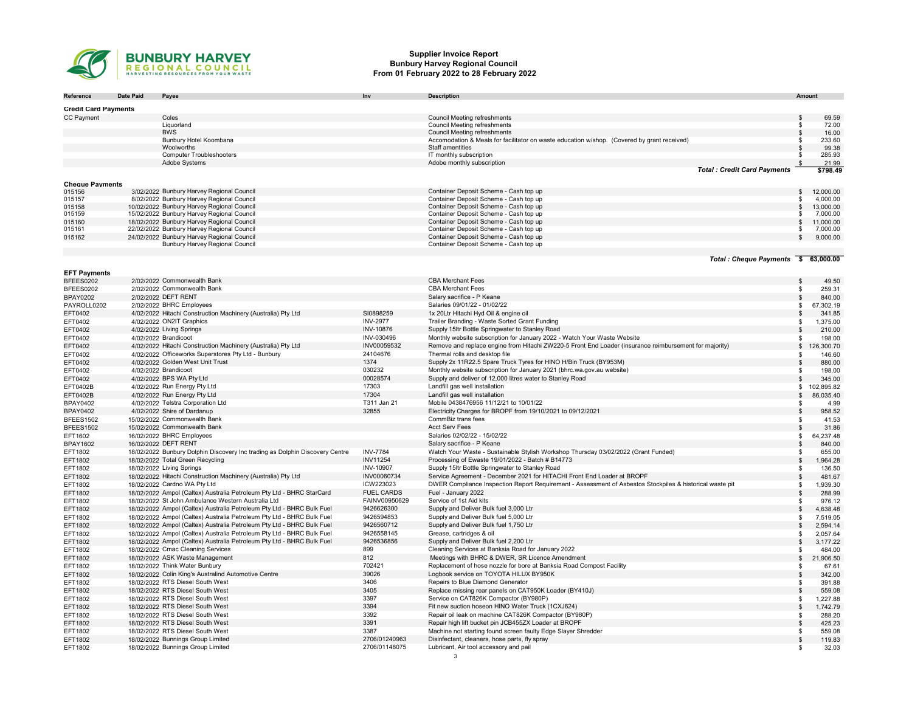**BUNBURY HARVEY REGIONAL COUNCIL**
HARVESTING RESOURCES FROM YOUR WASTE

# Supplier Invoice Report
## Bunbury Harvey Regional Council
### From 01 February 2022 to 28 February 2022

| Reference | Date Paid | Payee | Inv | Description | Amount |
|---|---|---|---|---|---|
| **Credit Card Payments** | | | | | |
| CC Payment | | Coles | | Council Meeting refreshments | $ 69.59 |
| | | Liquorland | | Council Meeting refreshments | $ 72.00 |
| | | BWS | | Council Meeting refreshments | $ 16.00 |
| | | Bunbury Hotel Koombana | | Accomodation & Meals for facilitator on waste education w/shop. (Covered by grant received) | $ 233.60 |
| | | Woolworths | | Staff amentities | $ 99.38 |
| | | Computer Troubleshooters | | IT monthly subscription | $ 285.93 |
| | | Adobe Systems | | Adobe monthly subscription | $ 21.99 |
| | | | | ***Total : Credit Card Payments*** | **$798.49** |
| **Cheque Payments** | | | | | |
| 015156 | 3/02/2022 | Bunbury Harvey Regional Council | | Container Deposit Scheme - Cash top up | $ 12,000.00 |
| 015157 | 8/02/2022 | Bunbury Harvey Regional Council | | Container Deposit Scheme - Cash top up | $ 4,000.00 |
| 015158 | 10/02/2022 | Bunbury Harvey Regional Council | | Container Deposit Scheme - Cash top up | $ 13,000.00 |
| 015159 | 15/02/2022 | Bunbury Harvey Regional Council | | Container Deposit Scheme - Cash top up | $ 7,000.00 |
| 015160 | 18/02/2022 | Bunbury Harvey Regional Council | | Container Deposit Scheme - Cash top up | $ 11,000.00 |
| 015161 | 22/02/2022 | Bunbury Harvey Regional Council | | Container Deposit Scheme - Cash top up | $ 7,000.00 |
| 015162 | 24/02/2022 | Bunbury Harvey Regional Council | | Container Deposit Scheme - Cash top up | $ 9,000.00 |
| | | Bunbury Harvey Regional Council | | Container Deposit Scheme - Cash top up | |
| | | | | ***Total : Cheque Payments*** | **$ 63,000.00** |
| **EFT Payments** | | | | | |
| BFEES0202 | 2/02/2022 | Commonwealth Bank | | CBA Merchant Fees | $ 49.50 |
| BFEES0202 | 2/02/2022 | Commonwealth Bank | | CBA Merchant Fees | $ 259.31 |
| BPAY0202 | 2/02/2022 | DEFT RENT | | Salary sacrifice - P Keane | $ 840.00 |
| PAYROLL0202 | 2/02/2022 | BHRC Employees | | Salaries 09/01/22 - 01/02/22 | $ 67,302.19 |
| EFT0402 | 4/02/2022 | Hitachi Construction Machinery (Australia) Pty Ltd | SI0898259 | 1x 20Ltr Hitachi Hyd Oil & engine oil | $ 341.85 |
| EFT0402 | 4/02/2022 | ON2IT Graphics | INV-2977 | Trailer Branding - Waste Sorted Grant Funding | $ 1,375.00 |
| EFT0402 | 4/02/2022 | Living Springs | INV-10876 | Supply 15ltr Bottle Springwater to Stanley Road | $ 210.00 |
| EFT0402 | 4/02/2022 | Brandicoot | INV-030496 | Monthly website subscription for January 2022 - Watch Your Waste Website | $ 198.00 |
| EFT0402 | 4/02/2022 | Hitachi Construction Machinery (Australia) Pty Ltd | INV00059532 | Remove and replace engine from Hitachi ZW220-5 Front End Loader (insurance reimbursement for majority) | $ 126,300.70 |
| EFT0402 | 4/02/2022 | Officeworks Superstores Pty Ltd - Bunbury | 24104676 | Thermal rolls and desktop file | $ 146.60 |
| EFT0402 | 4/02/2022 | Golden West Unit Trust | 1374 | Supply 2x 11R22.5 Spare Truck Tyres for HINO H/Bin Truck (BY953M) | $ 880.00 |
| EFT0402 | 4/02/2022 | Brandicoot | 030232 | Monthly website subscription for January 2021 (bhrc.wa.gov.au website) | $ 198.00 |
| EFT0402 | 4/02/2022 | BPS WA Pty Ltd | 00028574 | Supply and deliver of 12,000 litres water to Stanley Road | $ 345.00 |
| EFT0402B | 4/02/2022 | Run Energy Pty Ltd | 17303 | Landfill gas well installation | $ 102,895.82 |
| EFT0402B | 4/02/2022 | Run Energy Pty Ltd | 17304 | Landfill gas well installation | $ 86,035.40 |
| BPAY0402 | 4/02/2022 | Telstra Corporation Ltd | T311 Jan 21 | Mobile 0438476956 11/12/21 to 10/01/22 | $ 4.99 |
| BPAY0402 | 4/02/2022 | Shire of Dardanup | 32855 | Electricity Charges for BROPF from 19/10/2021 to 09/12/2021 | $ 958.52 |
| BFEES1502 | 15/02/2022 | Commonwealth Bank | | CommBiz trans fees | $ 41.53 |
| BFEES1502 | 15/02/2022 | Commonwealth Bank | | Acct Serv Fees | $ 31.86 |
| EFT1602 | 16/02/2022 | BHRC Employees | | Salaries 02/02/22 - 15/02/22 | $ 64,237.48 |
| BPAY1602 | 16/02/2022 | DEFT RENT | | Salary sacrifice - P Keane | $ 840.00 |
| EFT1802 | 18/02/2022 | Bunbury Dolphin Discovery Inc trading as Dolphin Discovery Centre | INV-7784 | Watch Your Waste - Sustainable Stylish Workshop Thursday 03/02/2022 (Grant Funded) | $ 655.00 |
| EFT1802 | 18/02/2022 | Total Green Recycling | INV11254 | Processing of Ewaste 19/01/2022 - Batch # B14773 | $ 1,964.28 |
| EFT1802 | 18/02/2022 | Living Springs | INV-10907 | Supply 15ltr Bottle Springwater to Stanley Road | $ 136.50 |
| EFT1802 | 18/02/2022 | Hitachi Construction Machinery (Australia) Pty Ltd | INV00060734 | Service Agreement - December 2021 for HITACHI Front End Loader at BROPF | $ 481.67 |
| EFT1802 | 18/02/2022 | Cardno WA Pty Ltd | ICW223023 | DWER Compliance Inspection Report Requirement - Assessment of Asbestos Stockpiles & historical waste pit | $ 1,939.30 |
| EFT1802 | 18/02/2022 | Ampol (Caltex) Australia Petroleum Pty Ltd - BHRC StarCard | FUEL CARDS | Fuel - January 2022 | $ 288.99 |
| EFT1802 | 18/02/2022 | St John Ambulance Western Australia Ltd | FAINV00950629 | Service of 1st Aid kits | $ 976.12 |
| EFT1802 | 18/02/2022 | Ampol (Caltex) Australia Petroleum Pty Ltd - BHRC Bulk Fuel | 9426626300 | Supply and Deliver Bulk fuel 3,000 Ltr | $ 4,638.48 |
| EFT1802 | 18/02/2022 | Ampol (Caltex) Australia Petroleum Pty Ltd - BHRC Bulk Fuel | 9426594853 | Supply and Deliver Bulk fuel 5,000 Ltr | $ 7,519.05 |
| EFT1802 | 18/02/2022 | Ampol (Caltex) Australia Petroleum Pty Ltd - BHRC Bulk Fuel | 9426560712 | Supply and Deliver Bulk fuel 1,750 Ltr | $ 2,594.14 |
| EFT1802 | 18/02/2022 | Ampol (Caltex) Australia Petroleum Pty Ltd - BHRC Bulk Fuel | 9426558145 | Grease, cartridges & oil | $ 2,057.64 |
| EFT1802 | 18/02/2022 | Ampol (Caltex) Australia Petroleum Pty Ltd - BHRC Bulk Fuel | 9426536856 | Supply and Deliver Bulk fuel 2,200 Ltr | $ 3,177.22 |
| EFT1802 | 18/02/2022 | Cmac Cleaning Services | 899 | Cleaning Services at Banksia Road for January 2022 | $ 484.00 |
| EFT1802 | 18/02/2022 | ASK Waste Management | 812 | Meetings with BHRC & DWER, SR Licence Amendment | $ 21,906.50 |
| EFT1802 | 18/02/2022 | Think Water Bunbury | 702421 | Replacement of hose nozzle for bore at Banksia Road Compost Facility | $ 67.61 |
| EFT1802 | 18/02/2022 | Colin King's Australind Automotive Centre | 39026 | Logbook service on TOYOTA HILUX BY950K | $ 342.00 |
| EFT1802 | 18/02/2022 | RTS Diesel South West | 3406 | Repairs to Blue Diamond Generator | $ 391.88 |
| EFT1802 | 18/02/2022 | RTS Diesel South West | 3405 | Replace missing rear panels on CAT950K Loader (BY410J) | $ 559.08 |
| EFT1802 | 18/02/2022 | RTS Diesel South West | 3397 | Service on CAT826K Compactor (BY980P) | $ 1,227.88 |
| EFT1802 | 18/02/2022 | RTS Diesel South West | 3394 | Fit new suction hoseon HINO Water Truck (1CXJ624) | $ 1,742.79 |
| EFT1802 | 18/02/2022 | RTS Diesel South West | 3392 | Repair oil leak on machine CAT826K Compactor (BY980P) | $ 288.20 |
| EFT1802 | 18/02/2022 | RTS Diesel South West | 3391 | Repair high lift bucket pin JCB455ZX Loader at BROPF | $ 425.23 |
| EFT1802 | 18/02/2022 | RTS Diesel South West | 3387 | Machine not starting found screen faulty Edge Slayer Shredder | $ 559.08 |
| EFT1802 | 18/02/2022 | Bunnings Group Limited | 2706/01240963 | Disinfectant, cleaners, hose parts, fly spray | $ 119.83 |
| EFT1802 | 18/02/2022 | Bunnings Group Limited | 2706/01148075 | Lubricant, Air tool accessory and pail | $ 32.03 |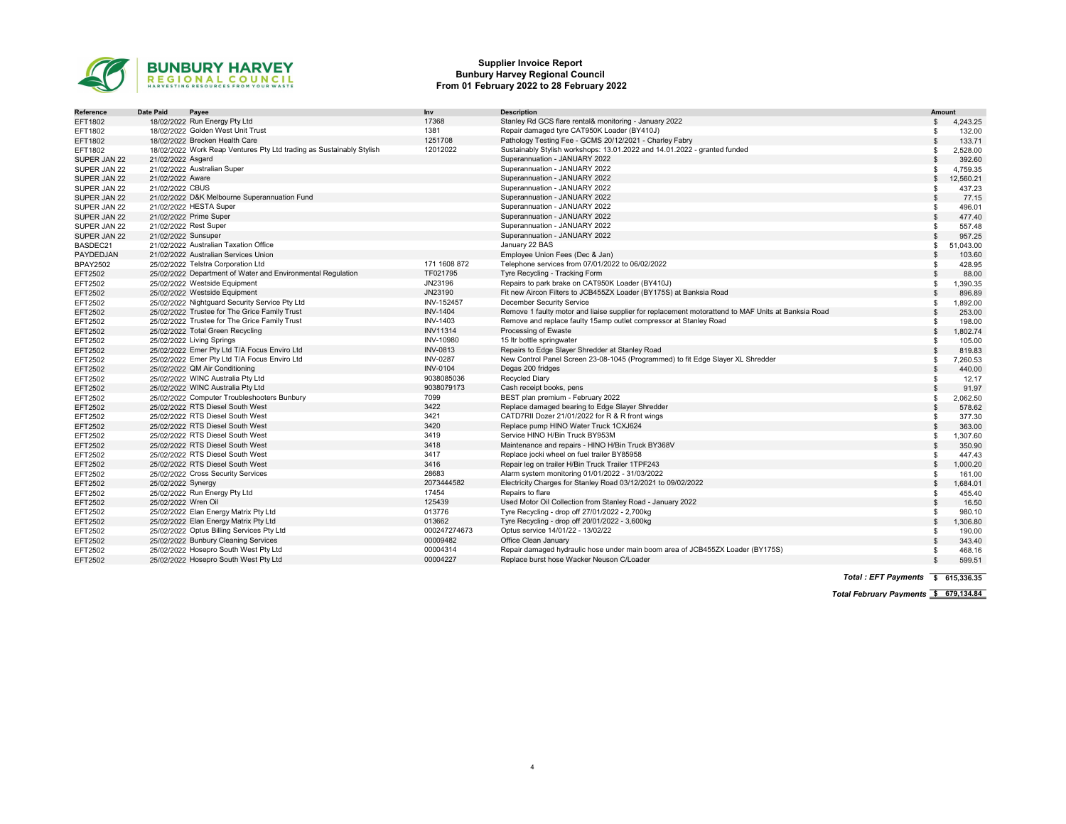**Supplier Invoice Report**
**Bunbury Harvey Regional Council**
**From 01 February 2022 to 28 February 2022**

| Reference | Date Paid | Payee | Inv | Description | Amount |
|---|---|---|---|---|---|
| EFT1802 | 18/02/2022 | Run Energy Pty Ltd | 17368 | Stanley Rd GCS flare rental& monitoring - January 2022 | $ 4,243.25 |
| EFT1802 | 18/02/2022 | Golden West Unit Trust | 1381 | Repair damaged tyre CAT950K Loader (BY410J) | $ 132.00 |
| EFT1802 | 18/02/2022 | Brecken Health Care | 1251708 | Pathology Testing Fee - GCMS 20/12/2021 - Charley Fabry | $ 133.71 |
| EFT1802 | 18/02/2022 | Work Reap Ventures Pty Ltd trading as Sustainably Stylish | 12012022 | Sustainably Stylish workshops: 13.01.2022 and 14.01.2022 - granted funded | $ 2,528.00 |
| SUPER JAN 22 | 21/02/2022 | Asgard | | Superannuation - JANUARY 2022 | $ 392.60 |
| SUPER JAN 22 | 21/02/2022 | Australian Super | | Superannuation - JANUARY 2022 | $ 4,759.35 |
| SUPER JAN 22 | 21/02/2022 | Aware | | Superannuation - JANUARY 2022 | $ 12,560.21 |
| SUPER JAN 22 | 21/02/2022 | CBUS | | Superannuation - JANUARY 2022 | $ 437.23 |
| SUPER JAN 22 | 21/02/2022 | D&K Melbourne Superannuation Fund | | Superannuation - JANUARY 2022 | $ 77.15 |
| SUPER JAN 22 | 21/02/2022 | HESTA Super | | Superannuation - JANUARY 2022 | $ 496.01 |
| SUPER JAN 22 | 21/02/2022 | Prime Super | | Superannuation - JANUARY 2022 | $ 477.40 |
| SUPER JAN 22 | 21/02/2022 | Rest Super | | Superannuation - JANUARY 2022 | $ 557.48 |
| SUPER JAN 22 | 21/02/2022 | Sunsuper | | Superannuation - JANUARY 2022 | $ 957.25 |
| BASDEC21 | 21/02/2022 | Australian Taxation Office | | January 22 BAS | $ 51,043.00 |
| PAYDEDJAN | 21/02/2022 | Australian Services Union | | Employee Union Fees (Dec & Jan) | $ 103.60 |
| BPAY2502 | 25/02/2022 | Telstra Corporation Ltd | 171 1608 872 | Telephone services from 07/01/2022 to 06/02/2022 | $ 428.95 |
| EFT2502 | 25/02/2022 | Department of Water and Environmental Regulation | TF021795 | Tyre Recycling - Tracking Form | $ 88.00 |
| EFT2502 | 25/02/2022 | Westside Equipment | JN23196 | Repairs to park brake on CAT950K Loader (BY410J) | $ 1,390.35 |
| EFT2502 | 25/02/2022 | Westside Equipment | JN23190 | Fit new Aircon Filters to JCB455ZX Loader (BY175S) at Banksia Road | $ 896.89 |
| EFT2502 | 25/02/2022 | Nightguard Security Service Pty Ltd | INV-152457 | December Security Service | $ 1,892.00 |
| EFT2502 | 25/02/2022 | Trustee for The Grice Family Trust | INV-1404 | Remove 1 faulty motor and liaise supplier for replacement motorattend to MAF Units at Banksia Road | $ 253.00 |
| EFT2502 | 25/02/2022 | Trustee for The Grice Family Trust | INV-1403 | Remove and replace faulty 15amp outlet compressor at Stanley Road | $ 198.00 |
| EFT2502 | 25/02/2022 | Total Green Recycling | INV11314 | Processing of Ewaste | $ 1,802.74 |
| EFT2502 | 25/02/2022 | Living Springs | INV-10980 | 15 ltr bottle springwater | $ 105.00 |
| EFT2502 | 25/02/2022 | Emer Pty Ltd T/A Focus Enviro Ltd | INV-0813 | Repairs to Edge Slayer Shredder at Stanley Road | $ 819.83 |
| EFT2502 | 25/02/2022 | Emer Pty Ltd T/A Focus Enviro Ltd | INV-0287 | New Control Panel Screen 23-08-1045 (Programmed) to fit Edge Slayer XL Shredder | $ 7,260.53 |
| EFT2502 | 25/02/2022 | QM Air Conditioning | INV-0104 | Degas 200 fridges | $ 440.00 |
| EFT2502 | 25/02/2022 | WINC Australia Pty Ltd | 9038085036 | Recycled Diary | $ 12.17 |
| EFT2502 | 25/02/2022 | WINC Australia Pty Ltd | 9038079173 | Cash receipt books, pens | $ 91.97 |
| EFT2502 | 25/02/2022 | Computer Troubleshooters Bunbury | 7099 | BEST plan premium - February 2022 | $ 2,062.50 |
| EFT2502 | 25/02/2022 | RTS Diesel South West | 3422 | Replace damaged bearing to Edge Slayer Shredder | $ 578.62 |
| EFT2502 | 25/02/2022 | RTS Diesel South West | 3421 | CATD7RII Dozer 21/01/2022 for R & R front wings | $ 377.30 |
| EFT2502 | 25/02/2022 | RTS Diesel South West | 3420 | Replace pump HINO Water Truck 1CXJ624 | $ 363.00 |
| EFT2502 | 25/02/2022 | RTS Diesel South West | 3419 | Service HINO H/Bin Truck BY953M | $ 1,307.60 |
| EFT2502 | 25/02/2022 | RTS Diesel South West | 3418 | Maintenance and repairs - HINO H/Bin Truck BY368V | $ 350.90 |
| EFT2502 | 25/02/2022 | RTS Diesel South West | 3417 | Replace jocki wheel on fuel trailer BY85958 | $ 447.43 |
| EFT2502 | 25/02/2022 | RTS Diesel South West | 3416 | Repair leg on trailer H/Bin Truck Trailer 1TPF243 | $ 1,000.20 |
| EFT2502 | 25/02/2022 | Cross Security Services | 28683 | Alarm system monitoring 01/01/2022 - 31/03/2022 | $ 161.00 |
| EFT2502 | 25/02/2022 | Synergy | 2073444582 | Electricity Charges for Stanley Road 03/12/2021 to 09/02/2022 | $ 1,684.01 |
| EFT2502 | 25/02/2022 | Run Energy Pty Ltd | 17454 | Repairs to flare | $ 455.40 |
| EFT2502 | 25/02/2022 | Wren Oil | 125439 | Used Motor Oil Collection from Stanley Road - January 2022 | $ 16.50 |
| EFT2502 | 25/02/2022 | Elan Energy Matrix Pty Ltd | 013776 | Tyre Recycling - drop off 27/01/2022 - 2,700kg | $ 980.10 |
| EFT2502 | 25/02/2022 | Elan Energy Matrix Pty Ltd | 013662 | Tyre Recycling - drop off 20/01/2022 - 3,600kg | $ 1,306.80 |
| EFT2502 | 25/02/2022 | Optus Billing Services Pty Ltd | 000247274673 | Optus service 14/01/22 - 13/02/22 | $ 190.00 |
| EFT2502 | 25/02/2022 | Bunbury Cleaning Services | 00009482 | Office Clean January | $ 343.40 |
| EFT2502 | 25/02/2022 | Hosepro South West Pty Ltd | 00004314 | Repair damaged hydraulic hose under main boom area of JCB455ZX Loader (BY175S) | $ 468.16 |
| EFT2502 | 25/02/2022 | Hosepro South West Pty Ltd | 00004227 | Replace burst hose Wacker Neuson C/Loader | $ 599.51 |

***Total : EFT Payments*** **$ 615,336.35**

***Total February Payments*** **$ 679,134.84**